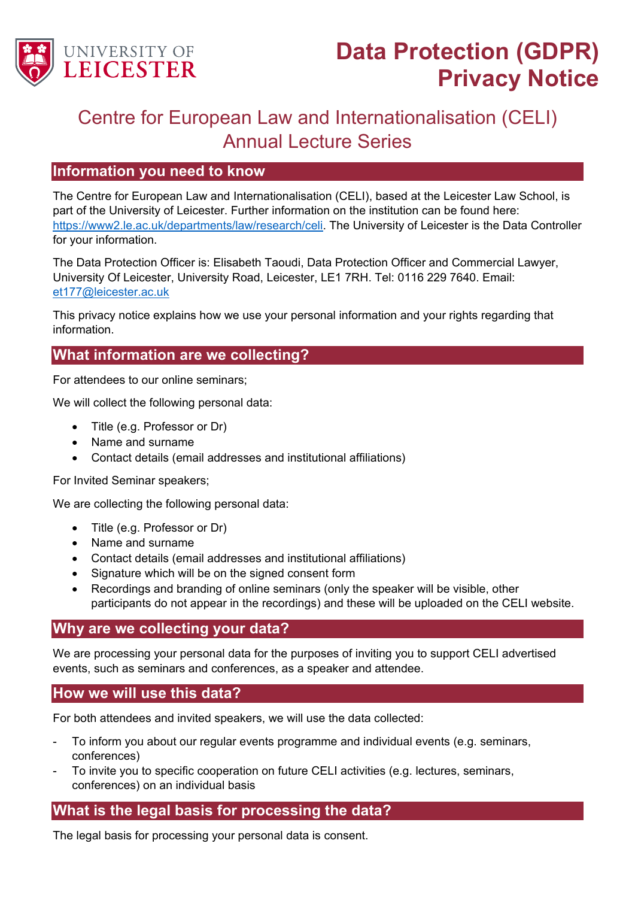# Data Protection (GDPR) Privacy Notice

## Centre for European Law and Internationalisation (CELI) Annual Lecture Series

### Information you need to know

The Centre for European Law and Internationalisation (CELI), based at the Leicester Law School, is part of the University of Leicester. Further information on the institution can be found here: https://www2.le.ac.uk/departments/law/research/celi. The University of Leicester is the Data Controller for your information.

The Data Protection Officer is: Elisabeth Taoudi, Data Protection Officer and Commercial Lawyer, University Of Leicester, University Road, Leicester, LE1 7RH. Tel: 0116 229 7640. Email: et177@leicester.ac.uk

This privacy notice explains how we use your personal information and your rights regarding that information.

### What information are we collecting?

For attendees to our online seminars;

We will collect the following personal data:

- Title (e.g. Professor or Dr)
- Name and surname
- Contact details (email addresses and institutional affiliations)

For Invited Seminar speakers;

We are collecting the following personal data:

- Title (e.g. Professor or Dr)
- Name and surname
- Contact details (email addresses and institutional affiliations)
- Signature which will be on the signed consent form
- Recordings and branding of online seminars (only the speaker will be visible, other participants do not appear in the recordings) and these will be uploaded on the CELI website.

### Why are we collecting your data?

We are processing your personal data for the purposes of inviting you to support CELI advertised events, such as seminars and conferences, as a speaker and attendee.

### How we will use this data?

For both attendees and invited speakers, we will use the data collected:

- To inform you about our regular events programme and individual events (e.g. seminars, conferences)
- To invite you to specific cooperation on future CELI activities (e.g. lectures, seminars, conferences) on an individual basis

### What is the legal basis for processing the data?

The legal basis for processing your personal data is consent.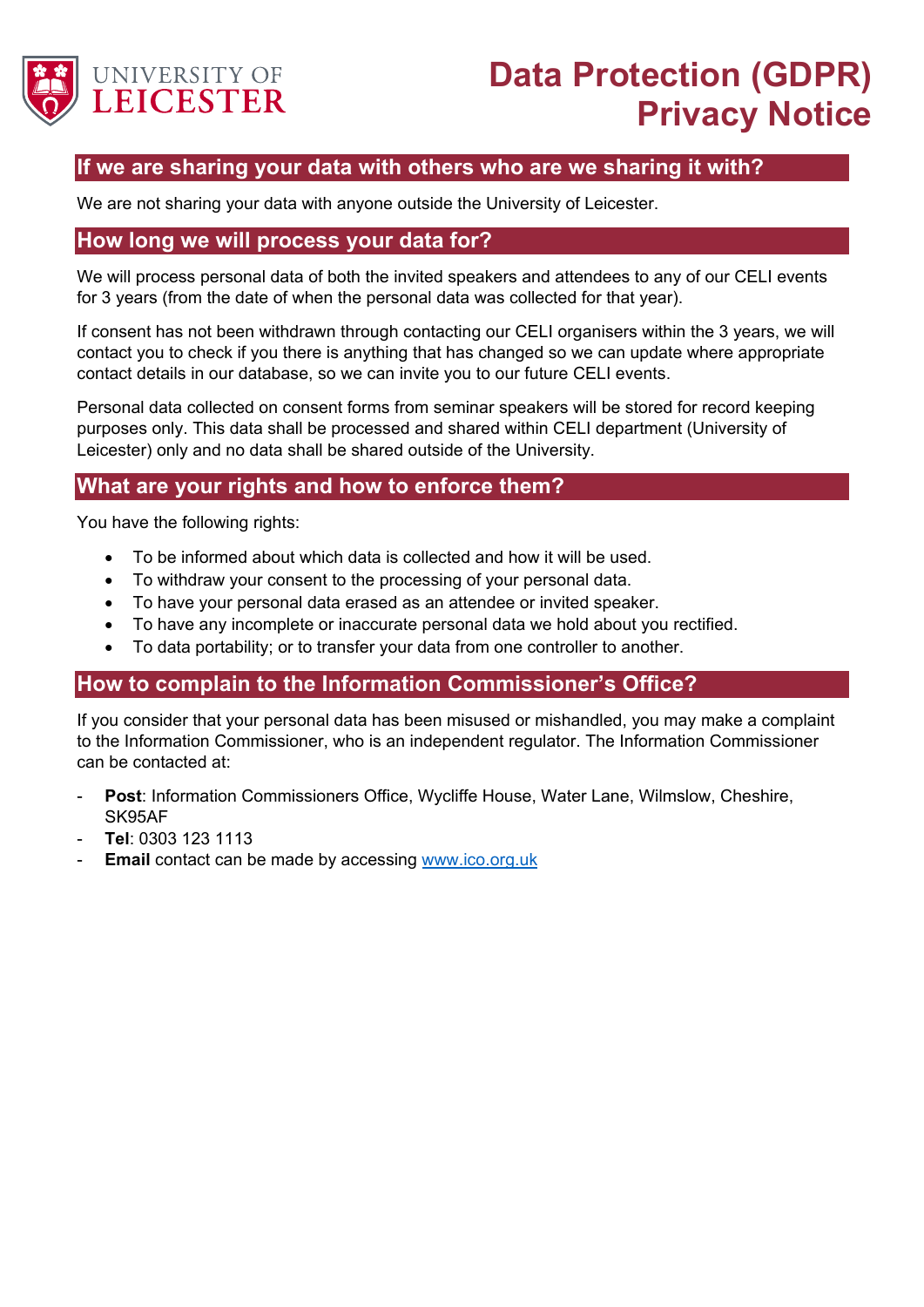# Data Protection (GDPR) Privacy Notice

## If we are sharing your data with others who are we sharing it with?

We are not sharing your data with anyone outside the University of Leicester.

## How long we will process your data for?

We will process personal data of both the invited speakers and attendees to any of our CELI events for 3 years (from the date of when the personal data was collected for that year).

If consent has not been withdrawn through contacting our CELI organisers within the 3 years, we will contact you to check if you there is anything that has changed so we can update where appropriate contact details in our database, so we can invite you to our future CELI events.

Personal data collected on consent forms from seminar speakers will be stored for record keeping purposes only. This data shall be processed and shared within CELI department (University of Leicester) only and no data shall be shared outside of the University.

## What are your rights and how to enforce them?

You have the following rights:

- To be informed about which data is collected and how it will be used.
- To withdraw your consent to the processing of your personal data.
- To have your personal data erased as an attendee or invited speaker.
- To have any incomplete or inaccurate personal data we hold about you rectified.
- To data portability; or to transfer your data from one controller to another.

## How to complain to the Information Commissioner's Office?

If you consider that your personal data has been misused or mishandled, you may make a complaint to the Information Commissioner, who is an independent regulator. The Information Commissioner can be contacted at:

- **Post**: Information Commissioners Office, Wycliffe House, Water Lane, Wilmslow, Cheshire, SK95AF
- **Tel**: 0303 123 1113
- **Email** contact can be made by accessing www.ico.org.uk